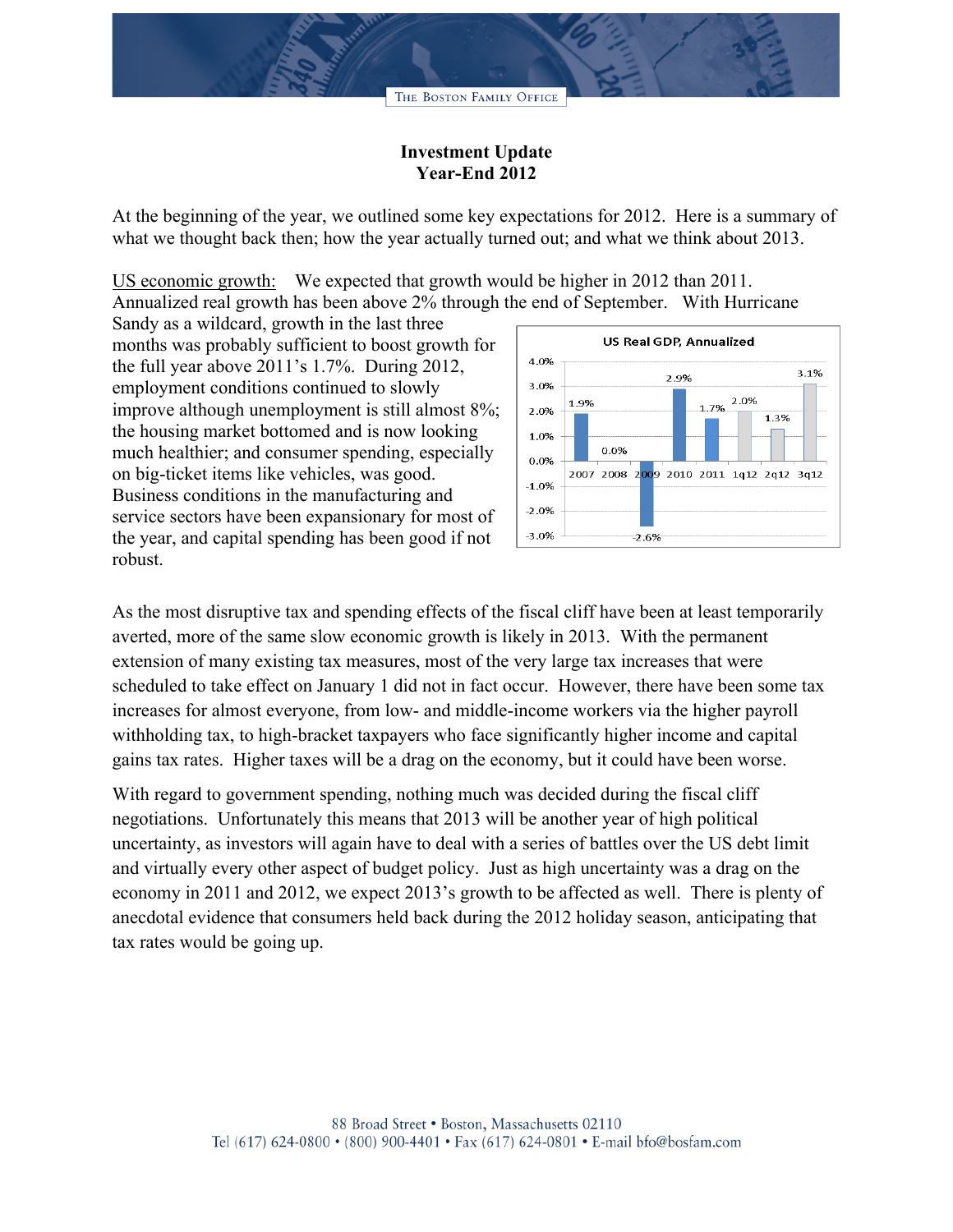# Investment Update
## Year-End 2012

At the beginning of the year, we outlined some key expectations for 2012. Here is a summary of what we thought back then; how the year actually turned out; and what we think about 2013.

US economic growth: We expected that growth would be higher in 2012 than 2011. Annualized real growth has been above 2% through the end of September. With Hurricane Sandy as a wildcard, growth in the last three months was probably sufficient to boost growth for the full year above 2011's 1.7%. During 2012, employment conditions continued to slowly improve although unemployment is still almost 8%; the housing market bottomed and is now looking much healthier; and consumer spending, especially on big-ticket items like vehicles, was good. Business conditions in the manufacturing and service sectors have been expansionary for most of the year, and capital spending has been good if not robust.

**US Real GDP, Annualized**

| 2007 | 2008 | 2009 | 2010 | 2011 | 1q12 | 2q12 | 3q12 |
|---|---|---|---|---|---|---|---|
| 1.9% | 0.0% | -2.6% | 2.9% | 1.7% | 2.0% | 1.3% | 3.1% |

As the most disruptive tax and spending effects of the fiscal cliff have been at least temporarily averted, more of the same slow economic growth is likely in 2013. With the permanent extension of many existing tax measures, most of the very large tax increases that were scheduled to take effect on January 1 did not in fact occur. However, there have been some tax increases for almost everyone, from low- and middle-income workers via the higher payroll withholding tax, to high-bracket taxpayers who face significantly higher income and capital gains tax rates. Higher taxes will be a drag on the economy, but it could have been worse.

With regard to government spending, nothing much was decided during the fiscal cliff negotiations. Unfortunately this means that 2013 will be another year of high political uncertainty, as investors will again have to deal with a series of battles over the US debt limit and virtually every other aspect of budget policy. Just as high uncertainty was a drag on the economy in 2011 and 2012, we expect 2013's growth to be affected as well. There is plenty of anecdotal evidence that consumers held back during the 2012 holiday season, anticipating that tax rates would be going up.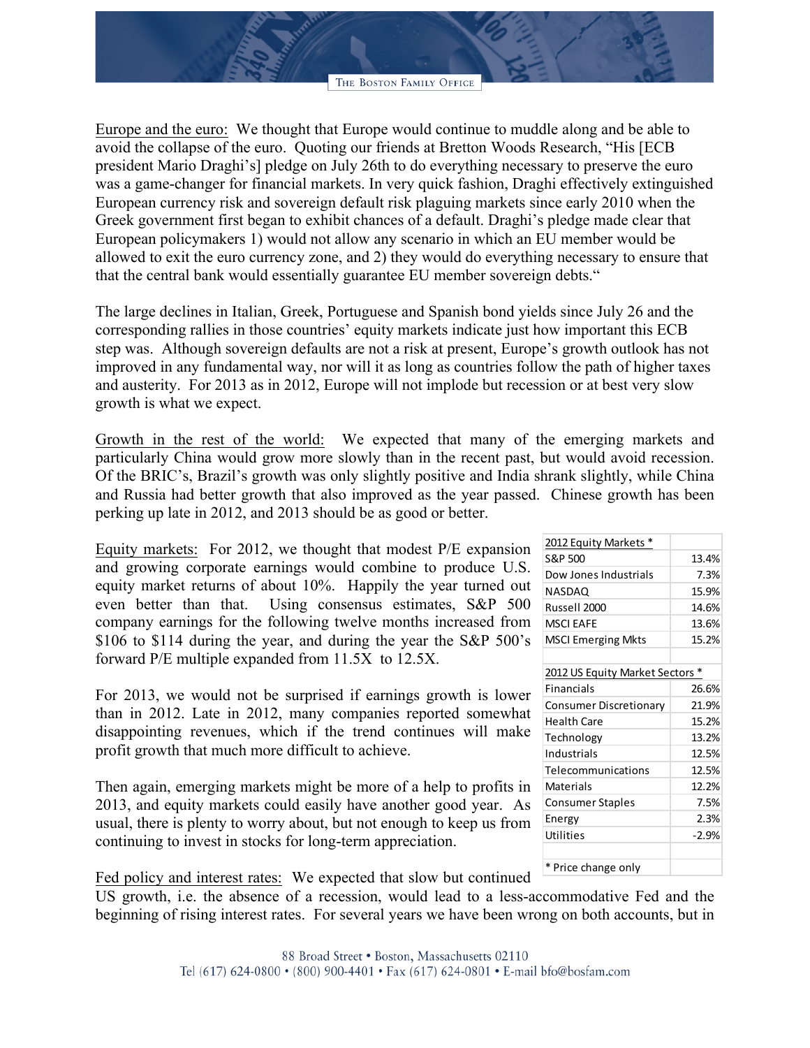Europe and the euro: We thought that Europe would continue to muddle along and be able to avoid the collapse of the euro. Quoting our friends at Bretton Woods Research, "His [ECB president Mario Draghi's] pledge on July 26th to do everything necessary to preserve the euro was a game-changer for financial markets. In very quick fashion, Draghi effectively extinguished European currency risk and sovereign default risk plaguing markets since early 2010 when the Greek government first began to exhibit chances of a default. Draghi's pledge made clear that European policymakers 1) would not allow any scenario in which an EU member would be allowed to exit the euro currency zone, and 2) they would do everything necessary to ensure that that the central bank would essentially guarantee EU member sovereign debts."

The large declines in Italian, Greek, Portuguese and Spanish bond yields since July 26 and the corresponding rallies in those countries' equity markets indicate just how important this ECB step was. Although sovereign defaults are not a risk at present, Europe's growth outlook has not improved in any fundamental way, nor will it as long as countries follow the path of higher taxes and austerity. For 2013 as in 2012, Europe will not implode but recession or at best very slow growth is what we expect.

Growth in the rest of the world: We expected that many of the emerging markets and particularly China would grow more slowly than in the recent past, but would avoid recession. Of the BRIC's, Brazil's growth was only slightly positive and India shrank slightly, while China and Russia had better growth that also improved as the year passed. Chinese growth has been perking up late in 2012, and 2013 should be as good or better.

Equity markets: For 2012, we thought that modest P/E expansion and growing corporate earnings would combine to produce U.S. equity market returns of about 10%. Happily the year turned out even better than that. Using consensus estimates, S&P 500 company earnings for the following twelve months increased from $106 to $114 during the year, and during the year the S&P 500's forward P/E multiple expanded from 11.5X to 12.5X.

| 2012 Equity Markets * | |
|---|---|
| S&P 500 | 13.4% |
| Dow Jones Industrials | 7.3% |
| NASDAQ | 15.9% |
| Russell 2000 | 14.6% |
| MSCI EAFE | 13.6% |
| MSCI Emerging Mkts | 15.2% |
| | |
| 2012 US Equity Market Sectors * | |
| Financials | 26.6% |
| Consumer Discretionary | 21.9% |
| Health Care | 15.2% |
| Technology | 13.2% |
| Industrials | 12.5% |
| Telecommunications | 12.5% |
| Materials | 12.2% |
| Consumer Staples | 7.5% |
| Energy | 2.3% |
| Utilities | -2.9% |
| | |
| * Price change only | |

For 2013, we would not be surprised if earnings growth is lower than in 2012. Late in 2012, many companies reported somewhat disappointing revenues, which if the trend continues will make profit growth that much more difficult to achieve.

Then again, emerging markets might be more of a help to profits in 2013, and equity markets could easily have another good year. As usual, there is plenty to worry about, but not enough to keep us from continuing to invest in stocks for long-term appreciation.

Fed policy and interest rates: We expected that slow but continued US growth, i.e. the absence of a recession, would lead to a less-accommodative Fed and the beginning of rising interest rates. For several years we have been wrong on both accounts, but in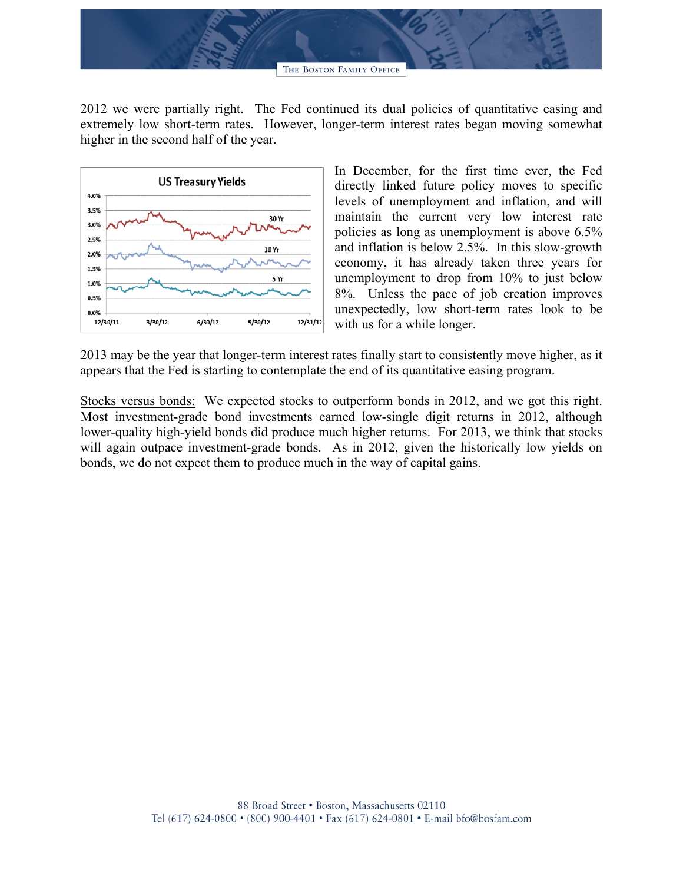2012 we were partially right. The Fed continued its dual policies of quantitative easing and extremely low short-term rates. However, longer-term interest rates began moving somewhat higher in the second half of the year.

US Treasury Yields

4.0%
3.5%
3.0%
2.5%
2.0%
1.5%
1.0%
0.5%
0.0%

30 Yr
10 Yr
5 Yr

12/30/11
3/30/12
6/30/12
9/30/12
12/31/12

In December, for the first time ever, the Fed directly linked future policy moves to specific levels of unemployment and inflation, and will maintain the current very low interest rate policies as long as unemployment is above 6.5% and inflation is below 2.5%. In this slow-growth economy, it has already taken three years for unemployment to drop from 10% to just below 8%. Unless the pace of job creation improves unexpectedly, low short-term rates look to be with us for a while longer.

2013 may be the year that longer-term interest rates finally start to consistently move higher, as it appears that the Fed is starting to contemplate the end of its quantitative easing program.

<u>Stocks versus bonds:</u> We expected stocks to outperform bonds in 2012, and we got this right. Most investment-grade bond investments earned low-single digit returns in 2012, although lower-quality high-yield bonds did produce much higher returns. For 2013, we think that stocks will again outpace investment-grade bonds. As in 2012, given the historically low yields on bonds, we do not expect them to produce much in the way of capital gains.

88 Broad Street • Boston, Massachusetts 02110
Tel (617) 624-0800 • (800) 900-4401 • Fax (617) 624-0801 • E-mail bfo@bosfam.com